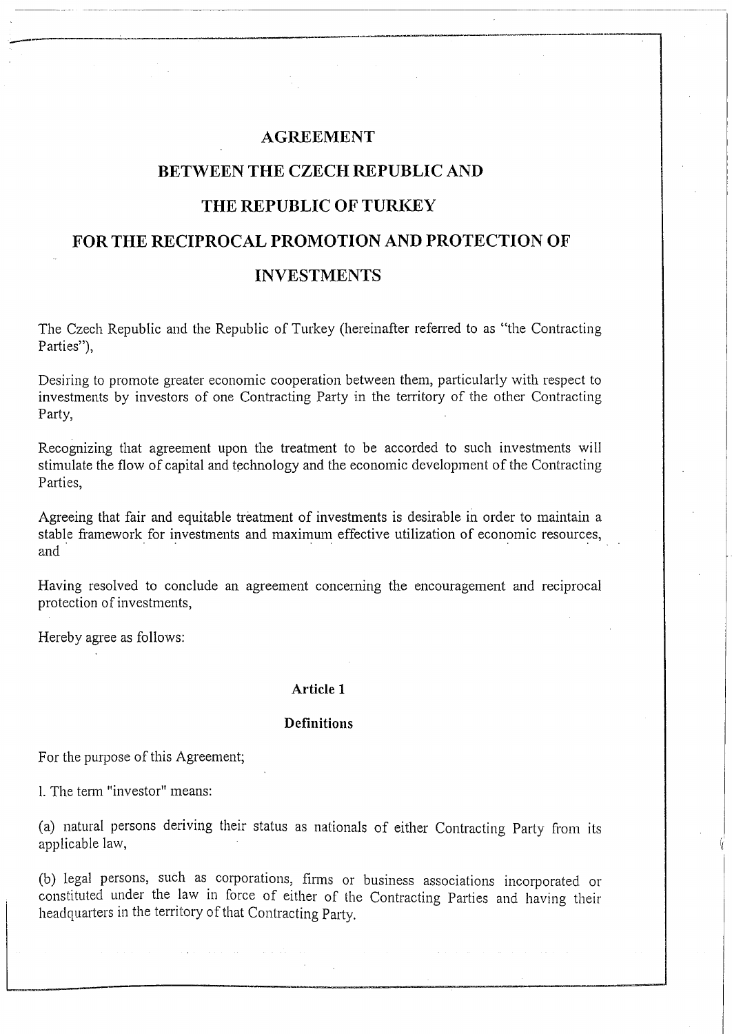# AGREEMENT

# BETWEEN THE CZECH REPUBLIC AND

# THE REPUBLIC OF TURKEY

# FOR THE RECIPROCAL PROMOTION AND PROTECTION OF INVESTMENTS

The Czech Republic and the Republic of Turkey (hereinafter referred to as "the Contracting Parties"),

Desiring to promote greater economic cooperation between them, particularly with respect to investments by investors of one Contracting Party in the territory of the other Contracting Party,

Recognizing that agreement upon the treatment to be accorded to such investments will stimulate the flow of capital and technology and the economic development of the Contracting Parties,

Agreeing that fair and equitable treatment of investments is desirable in order to maintain a stable framework for investments and maximum effective utilization of economic resources, and

Having resolved to conclude an agreement concerning the encouragement and reciprocal protection of investments,

Hereby agree as follows:

## Article 1

### Definitions

For the purpose of this Agreement;

1. The term "investor" means:

(a) natural persons deriving their status as nationals of either Contracting Party from its applicable law,

(b) legal persons, such as corporations, firms or business associations incorporated or constituted under the law in force of either of the Contracting Parties and having their headquarters in the territory of that Contracting Party.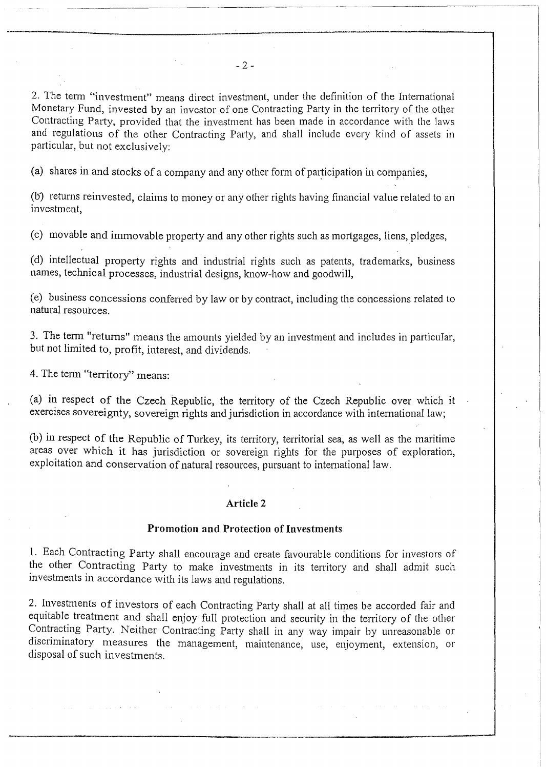2. The term "investment" means direct investment, under the definition of the International Monetary Fund, invested by an investor of one Contracting Party in the territory of the other Contracting Party, provided that the investment has been made in accordance with the laws and regulations of the other Contracting Party, and shall include every kind of assets in particular, but not exclusively:

(a) shares in and stocks of a company and any other form of participation in companies,

(b) returns reinvested, claims to money or any other rights having financial value related to an investment,

(c) movable and immovable property and any other rights such as mortgages, liens, pledges,

(d) intellectual property rights and industrial rights such as patents, trademarks, business names, technical processes, industrial designs, know-how and goodwill,

(e) business concessions conferred by law or by contract, including the concessions related to natural resources.

3. The term "returns" means the amounts yielded by an investment and includes in particular, but not limited to, profit, interest, and dividends.

4. The term "territory" means:

(a) in respect of the Czech Republic, the territory of the Czech Republic over which it exercises sovereignty, sovereign rights and jurisdiction in accordance with international law;

(b) in respect of the Republic of Turkey, its territory, territorial sea, as well as the maritime areas over which it has jurisdiction or sovereign rights for the purposes of exploration, exploitation and conservation of natural resources, pursuant to international law.

## Article 2

### Promotion and Protection of Investments

1. Each Contracting Party shall encourage and create favourable conditions for investors of the other Contracting Party to make investments in its territory and shall admit such investments in accordance with its laws and regulations.

2. Investments of investors of each Contracting Party shall at all times be accorded fair and equitable treatment and shall enjoy full protection and security in the territory of the other Contracting Party. Neither Contracting Party shall in any way impair by unreasonable or discriminatory measures the management, maintenance, use, enjoyment, extension, or disposal of such investments.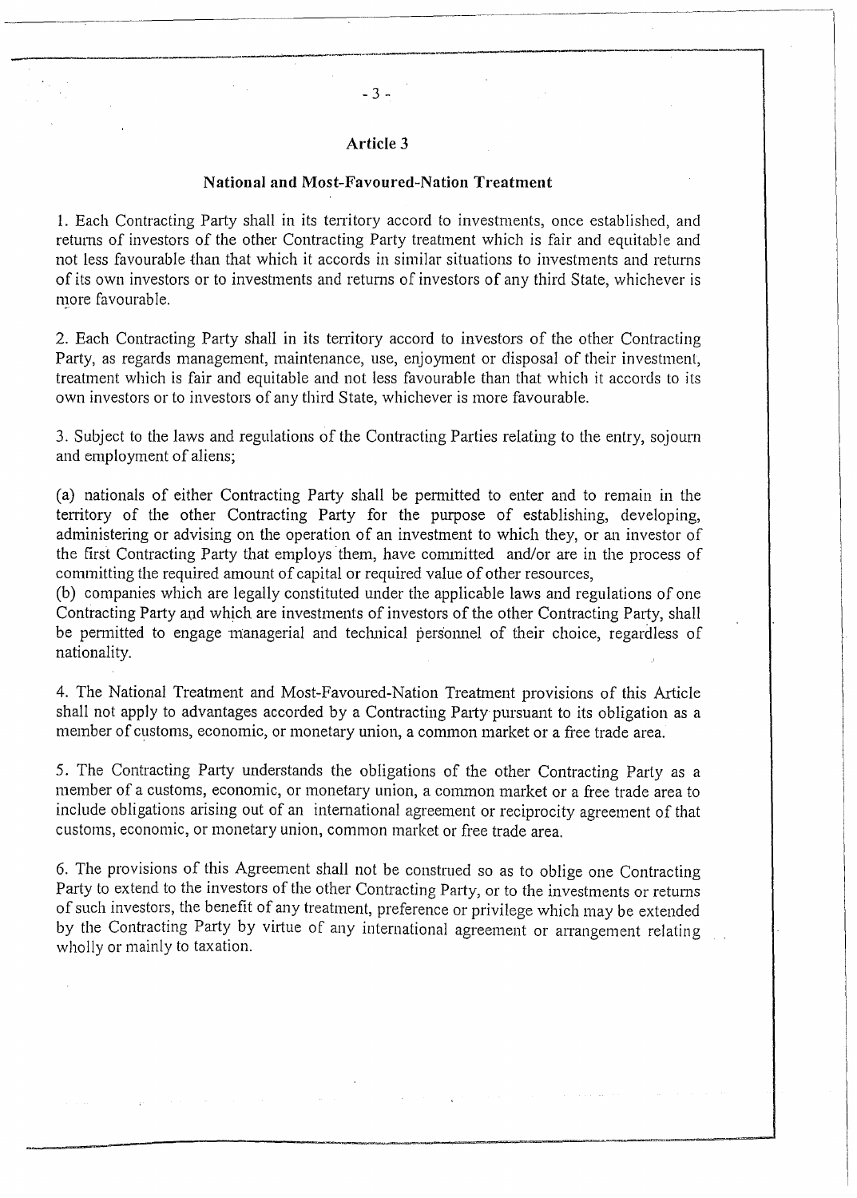## Article 3

### National and Most-Favoured-Nation Treatment

1. Each Contracting Party shall in its territory accord to investments, once established, and returns of investors of the other Contracting Party treatment which is fair and equitable and not less favourable than that which it accords in similar situations to investments and returns of its own investors or to investments and returns of investors of any third State, whichever is more favourable.

2. Each Contracting Party shall in its territory accord to investors of the other Contracting Party, as regards management, maintenance, use, enjoyment or disposal of their investment, treatment which is fair and equitable and not less favourable than that which it accords to its own investors or to investors of any third State, whichever is more favourable.

3. Subject to the laws and regulations of the Contracting Parties relating to the entry, sojourn and employment of aliens;

(a) nationals of either Contracting Party shall be permitted to enter and to remain in the territory of the other Contracting Party for the purpose of establishing, developing, administering or advising on the operation of an investment to which they, or an investor of the first Contracting Party that employs them, have committed and/or are in the process of committing the required amount of capital or required value of other resources,

(b) companies which are legally constituted under the applicable laws and regulations of one Contracting Party and which are investments of investors of the other Contracting Party, shall be permitted to engage managerial and technical personnel of their choice, regardless of nationality.

4. The National Treatment and Most-Favoured-Nation Treatment provisions of this Article shall not apply to advantages accorded by a Contracting Party pursuant to its obligation as a member of customs, economic, or monetary union, a common market or a free trade area.

5. The Contracting Party understands the obligations of the other Contracting Party as a member of a customs, economic, or monetary union, a common market or a free trade area to include obligations arising out of an international agreement or reciprocity agreement of that customs, economic, or monetary union, common market or free trade area.

6. The provisions of this Agreement shall not be construed so as to oblige one Contracting Party to extend to the investors of the other Contracting Party, or to the investments or returns of such investors, the benefit of any treatment, preference or privilege which may be extended by the Contracting Party by virtue of any international agreement or arrangement relating wholly or mainly to taxation.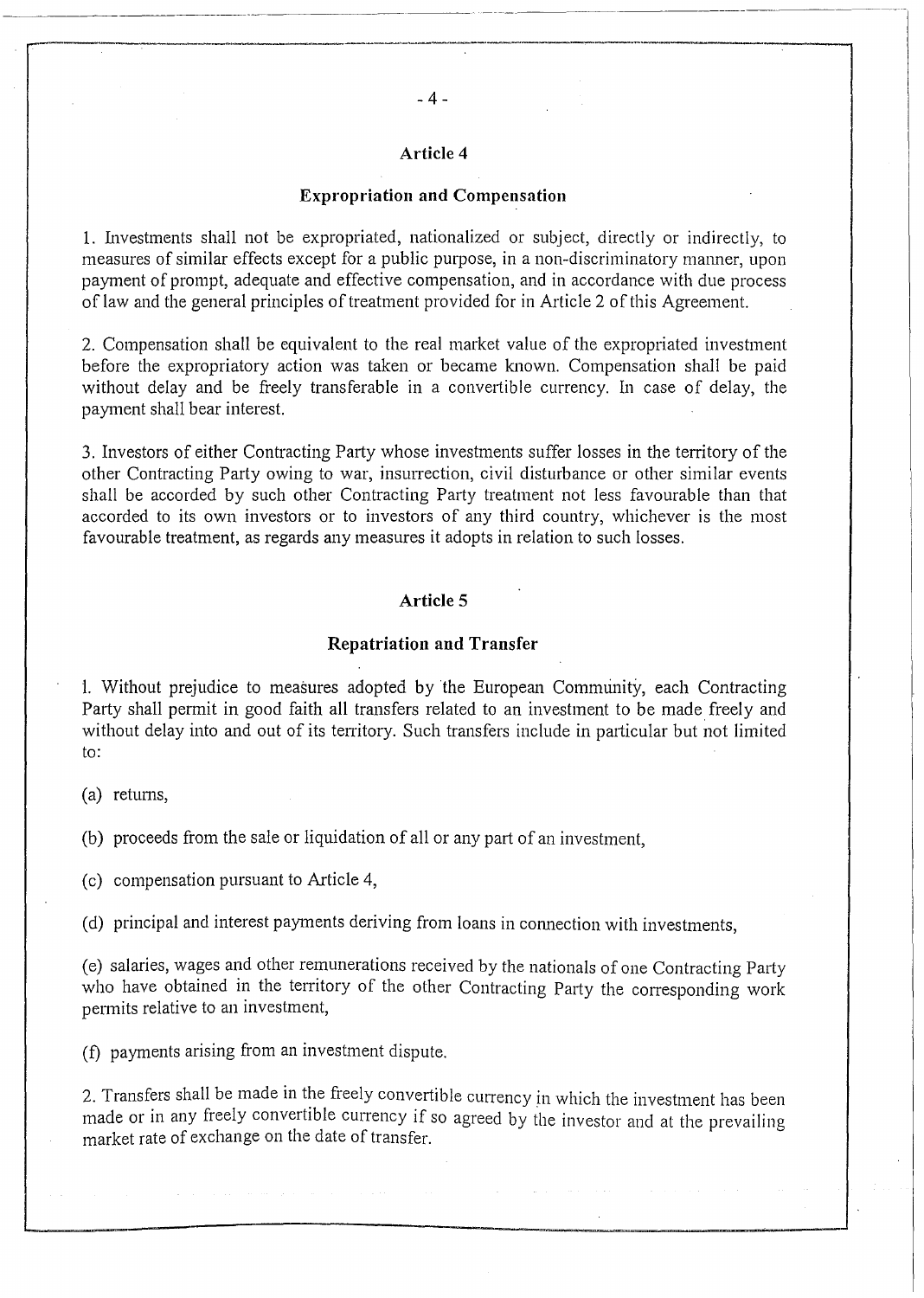## Article 4

### Expropriation and Compensation

1. Investments shall not be expropriated, nationalized or subject, directly or indirectly, to measures of similar effects except for a public purpose, in a non-discriminatory manner, upon payment of prompt, adequate and effective compensation, and in accordance with due process of law and the general principles of treatment provided for in Article 2 of this Agreement.

2. Compensation shall be equivalent to the real market value of the expropriated investment before the expropriatory action was taken or became known. Compensation shall be paid without delay and be freely transferable in a convertible currency. In case of delay, the payment shall bear interest.

3. Investors of either Contracting Party whose investments suffer losses in the territory of the other Contracting Party owing to war, insurrection, civil disturbance or other similar events shall be accorded by such other Contracting Party treatment not less favourable than that accorded to its own investors or to investors of any third country, whichever is the most favourable treatment, as regards any measures it adopts in relation to such losses.

## Article 5

### Repatriation and Transfer

1. Without prejudice to measures adopted by the European Community, each Contracting Party shall permit in good faith all transfers related to an investment to be made freely and without delay into and out of its territory. Such transfers include in particular but not limited to:

(a) returns,

(b) proceeds from the sale or liquidation of all or any part of an investment,

(c) compensation pursuant to Article 4,

(d) principal and interest payments deriving from loans in connection with investments,

(e) salaries, wages and other remunerations received by the nationals of one Contracting Party who have obtained in the territory of the other Contracting Party the corresponding work permits relative to an investment,

(f) payments arising from an investment dispute.

2. Transfers shall be made in the freely convertible currency in which the investment has been made or in any freely convertible currency if so agreed by the investor and at the prevailing market rate of exchange on the date of transfer.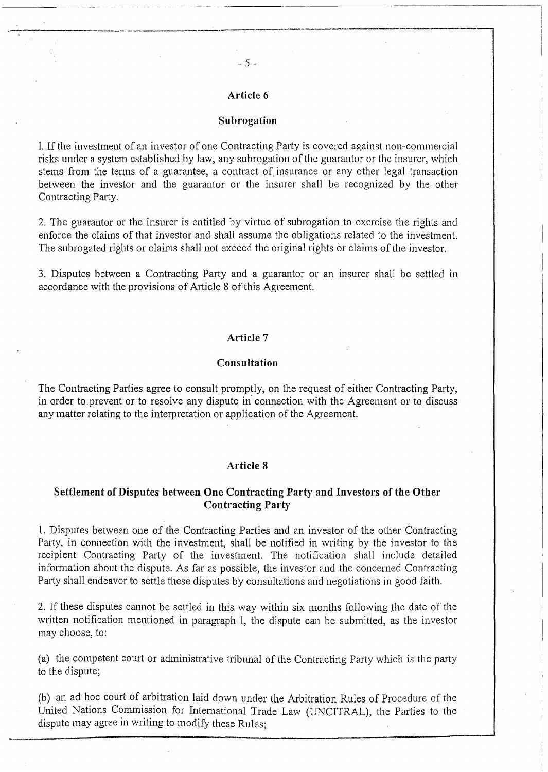## Article 6

## Subrogation

1. If the investment of an investor of one Contracting Party is covered against non-commercial risks under a system established by law, any subrogation of the guarantor or the insurer, which stems from the terms of a guarantee, a contract of insurance or any other legal transaction between the investor and the guarantor or the insurer shall be recognized by the other Contracting Party.

2. The guarantor or the insurer is entitled by virtue of subrogation to exercise the rights and enforce the claims of that investor and shall assume the obligations related to the investment. The subrogated rights or claims shall not exceed the original rights or claims of the investor.

3. Disputes between a Contracting Party and a guarantor or an insurer shall be settled in accordance with the provisions of Article 8 of this Agreement.

## Article 7

## Consultation

The Contracting Parties agree to consult promptly, on the request of either Contracting Party, in order to prevent or to resolve any dispute in connection with the Agreement or to discuss any matter relating to the interpretation or application of the Agreement.

## Article 8

## Settlement of Disputes between One Contracting Party and Investors of the Other Contracting Party

1. Disputes between one of the Contracting Parties and an investor of the other Contracting Party, in connection with the investment, shall be notified in writing by the investor to the recipient Contracting Party of the investment. The notification shall include detailed information about the dispute. As far as possible, the investor and the concerned Contracting Party shall endeavor to settle these disputes by consultations and negotiations in good faith.

2. If these disputes cannot be settled in this way within six months following the date of the written notification mentioned in paragraph 1, the dispute can be submitted, as the investor may choose, to:

(a) the competent court or administrative tribunal of the Contracting Party which is the party to the dispute;

(b) an ad hoc court of arbitration laid down under the Arbitration Rules of Procedure of the United Nations Commission for International Trade Law (UNCITRAL), the Parties to the dispute may agree in writing to modify these Rules;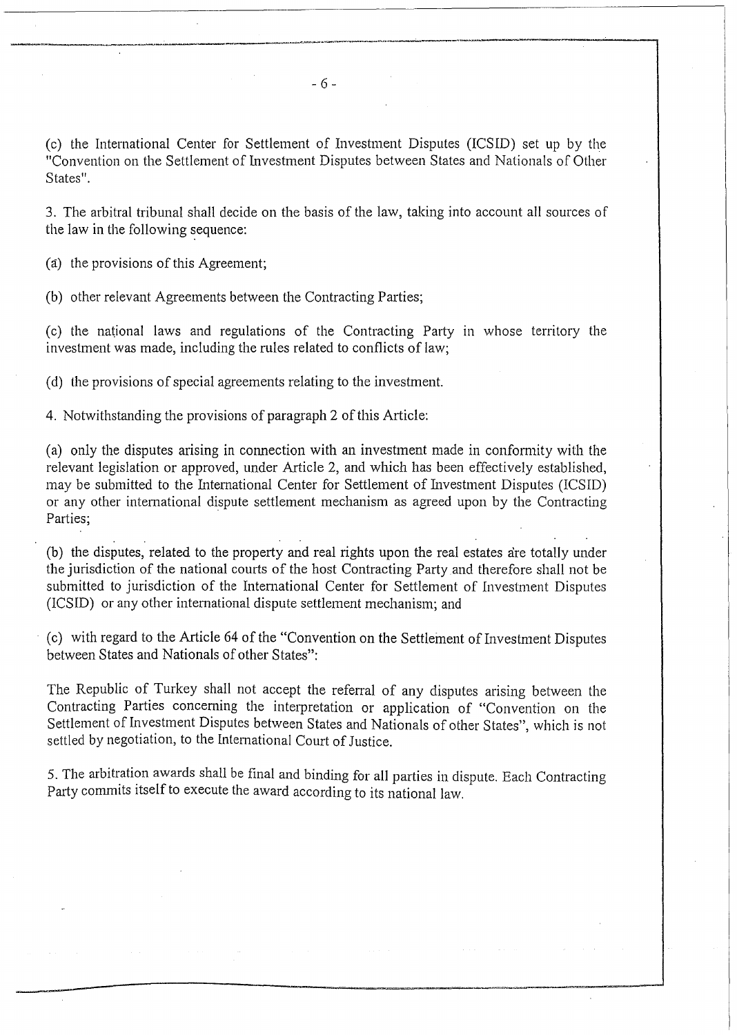(c) the International Center for Settlement of Investment Disputes (ICSID) set up by the "Convention on the Settlement of Investment Disputes between States and Nationals of Other States".

3. The arbitral tribunal shall decide on the basis of the law, taking into account all sources of the law in the following sequence:

(a) the provisions of this Agreement;

(b) other relevant Agreements between the Contracting Parties;

(c) the national laws and regulations of the Contracting Party in whose territory the investment was made, including the rules related to conflicts of law;

(d) the provisions of special agreements relating to the investment.

4. Notwithstanding the provisions of paragraph 2 of this Article:

(a) only the disputes arising in connection with an investment made in conformity with the relevant legislation or approved, under Article 2, and which has been effectively established, may be submitted to the International Center for Settlement of Investment Disputes (ICSID) or any other international dispute settlement mechanism as agreed upon by the Contracting Parties;

(b) the disputes, related to the property and real rights upon the real estates are totally under the jurisdiction of the national courts of the host Contracting Party and therefore shall not be submitted to jurisdiction of the International Center for Settlement of Investment Disputes (ICSID) or any other international dispute settlement mechanism; and

(c) with regard to the Article 64 of the "Convention on the Settlement of Investment Disputes between States and Nationals of other States":

The Republic of Turkey shall not accept the referral of any disputes arising between the Contracting Parties concerning the interpretation or application of "Convention on the Settlement of Investment Disputes between States and Nationals of other States", which is not settled by negotiation, to the International Court of Justice.

5. The arbitration awards shall be final and binding for all parties in dispute. Each Contracting Party commits itself to execute the award according to its national law.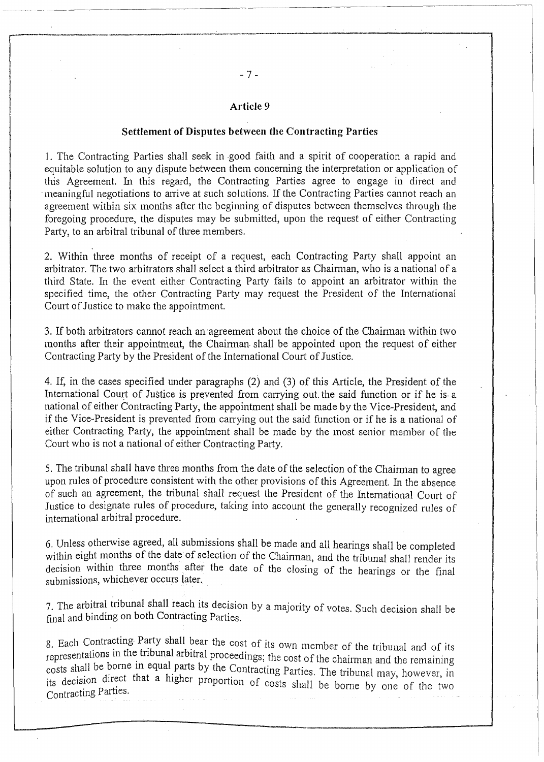## Article 9

### Settlement of Disputes between the Contracting Parties

1. The Contracting Parties shall seek in good faith and a spirit of cooperation a rapid and equitable solution to any dispute between them concerning the interpretation or application of this Agreement. In this regard, the Contracting Parties agree to engage in direct and meaningful negotiations to arrive at such solutions. If the Contracting Parties cannot reach an agreement within six months after the beginning of disputes between themselves through the foregoing procedure, the disputes may be submitted, upon the request of either Contracting Party, to an arbitral tribunal of three members.

2. Within three months of receipt of a request, each Contracting Party shall appoint an arbitrator. The two arbitrators shall select a third arbitrator as Chairman, who is a national of a third State. In the event either Contracting Party fails to appoint an arbitrator within the specified time, the other Contracting Party may request the President of the International Court of Justice to make the appointment.

3. If both arbitrators cannot reach an agreement about the choice of the Chairman within two months after their appointment, the Chairman shall be appointed upon the request of either Contracting Party by the President of the International Court of Justice.

4. If, in the cases specified under paragraphs (2) and (3) of this Article, the President of the International Court of Justice is prevented from carrying out the said function or if he is a national of either Contracting Party, the appointment shall be made by the Vice-President, and if the Vice-President is prevented from carrying out the said function or if he is a national of either Contracting Party, the appointment shall be made by the most senior member of the Court who is not a national of either Contracting Party.

5. The tribunal shall have three months from the date of the selection of the Chairman to agree upon rules of procedure consistent with the other provisions of this Agreement. In the absence of such an agreement, the tribunal shall request the President of the International Court of Justice to designate rules of procedure, taking into account the generally recognized rules of international arbitral procedure.

6. Unless otherwise agreed, all submissions shall be made and all hearings shall be completed within eight months of the date of selection of the Chairman, and the tribunal shall render its decision within three months after the date of the closing of the hearings or the final submissions, whichever occurs later.

7. The arbitral tribunal shall reach its decision by a majority of votes. Such decision shall be final and binding on both Contracting Parties.

8. Each Contracting Party shall bear the cost of its own member of the tribunal and of its representations in the tribunal arbitral proceedings; the cost of the chairman and the remaining costs shall be borne in equal parts by the Contracting Parties. The tribunal may, however, in its decision direct that a higher proportion of costs shall be borne by one of the two Contracting Parties.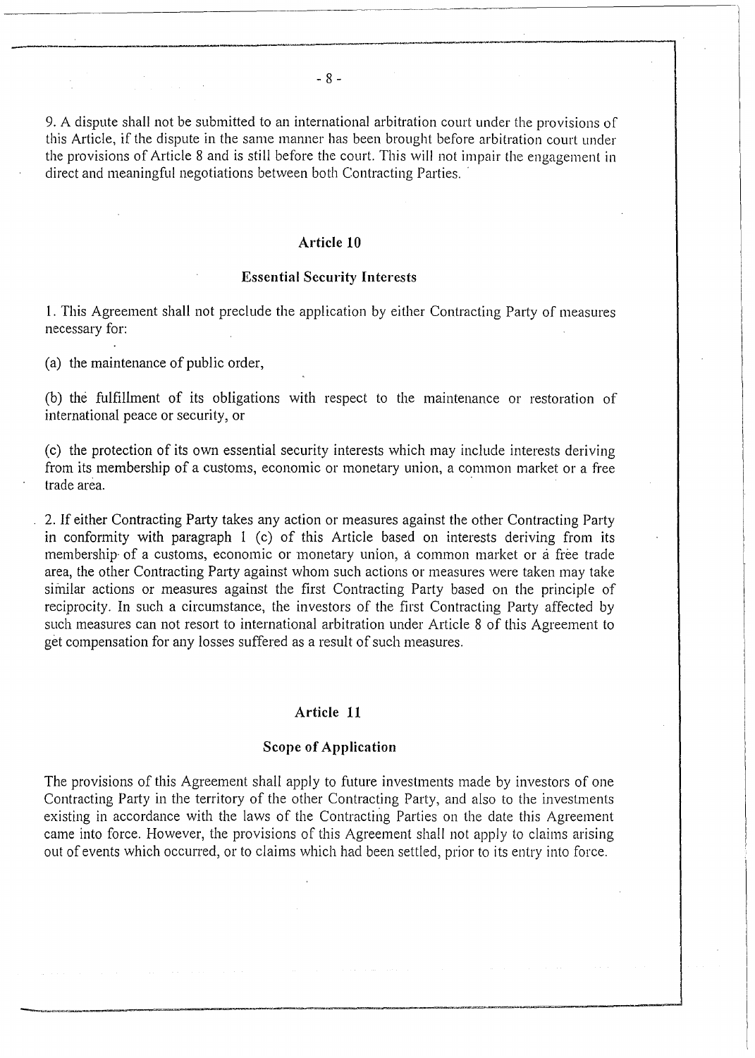9. A dispute shall not be submitted to an international arbitration court under the provisions of this Article, if the dispute in the same manner has been brought before arbitration court under the provisions of Article 8 and is still before the court. This will not impair the engagement in direct and meaningful negotiations between both Contracting Parties.

## Article 10

### Essential Security Interests

1. This Agreement shall not preclude the application by either Contracting Party of measures necessary for:

(a) the maintenance of public order,

(b) the fulfillment of its obligations with respect to the maintenance or restoration of international peace or security, or

(c) the protection of its own essential security interests which may include interests deriving from its membership of a customs, economic or monetary union, a common market or a free trade area.

2. If either Contracting Party takes any action or measures against the other Contracting Party in conformity with paragraph 1 (c) of this Article based on interests deriving from its membership of a customs, economic or monetary union, a common market or a free trade area, the other Contracting Party against whom such actions or measures were taken may take similar actions or measures against the first Contracting Party based on the principle of reciprocity. In such a circumstance, the investors of the first Contracting Party affected by such measures can not resort to international arbitration under Article 8 of this Agreement to get compensation for any losses suffered as a result of such measures.

## Article 11

### Scope of Application

The provisions of this Agreement shall apply to future investments made by investors of one Contracting Party in the territory of the other Contracting Party, and also to the investments existing in accordance with the laws of the Contracting Parties on the date this Agreement came into force. However, the provisions of this Agreement shall not apply to claims arising out of events which occurred, or to claims which had been settled, prior to its entry into force.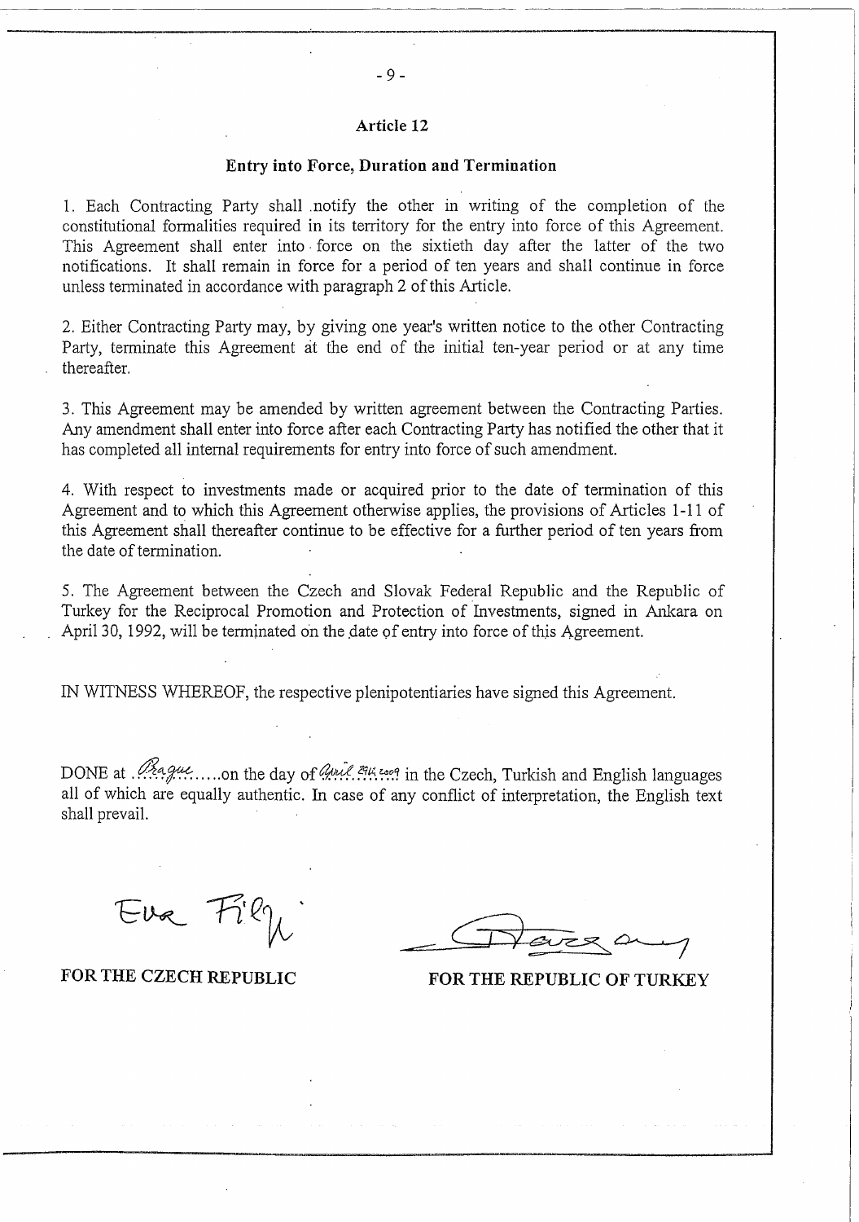## Article 12

### Entry into Force, Duration and Termination

1. Each Contracting Party shall notify the other in writing of the completion of the constitutional formalities required in its territory for the entry into force of this Agreement. This Agreement shall enter into force on the sixtieth day after the latter of the two notifications. It shall remain in force for a period of ten years and shall continue in force unless terminated in accordance with paragraph 2 of this Article.

2. Either Contracting Party may, by giving one year's written notice to the other Contracting Party, terminate this Agreement at the end of the initial ten-year period or at any time thereafter.

3. This Agreement may be amended by written agreement between the Contracting Parties. Any amendment shall enter into force after each Contracting Party has notified the other that it has completed all internal requirements for entry into force of such amendment.

4. With respect to investments made or acquired prior to the date of termination of this Agreement and to which this Agreement otherwise applies, the provisions of Articles 1-11 of this Agreement shall thereafter continue to be effective for a further period of ten years from the date of termination.

5. The Agreement between the Czech and Slovak Federal Republic and the Republic of Turkey for the Reciprocal Promotion and Protection of Investments, signed in Ankara on April 30, 1992, will be terminated on the date of entry into force of this Agreement.

IN WITNESS WHEREOF, the respective plenipotentiaries have signed this Agreement.

DONE at Prague ......on the day of April 29th 2009 in the Czech, Turkish and English languages all of which are equally authentic. In case of any conflict of interpretation, the English text shall prevail.

Eva Filipi

**FOR THE CZECH REPUBLIC**

**FOR THE REPUBLIC OF TURKEY**